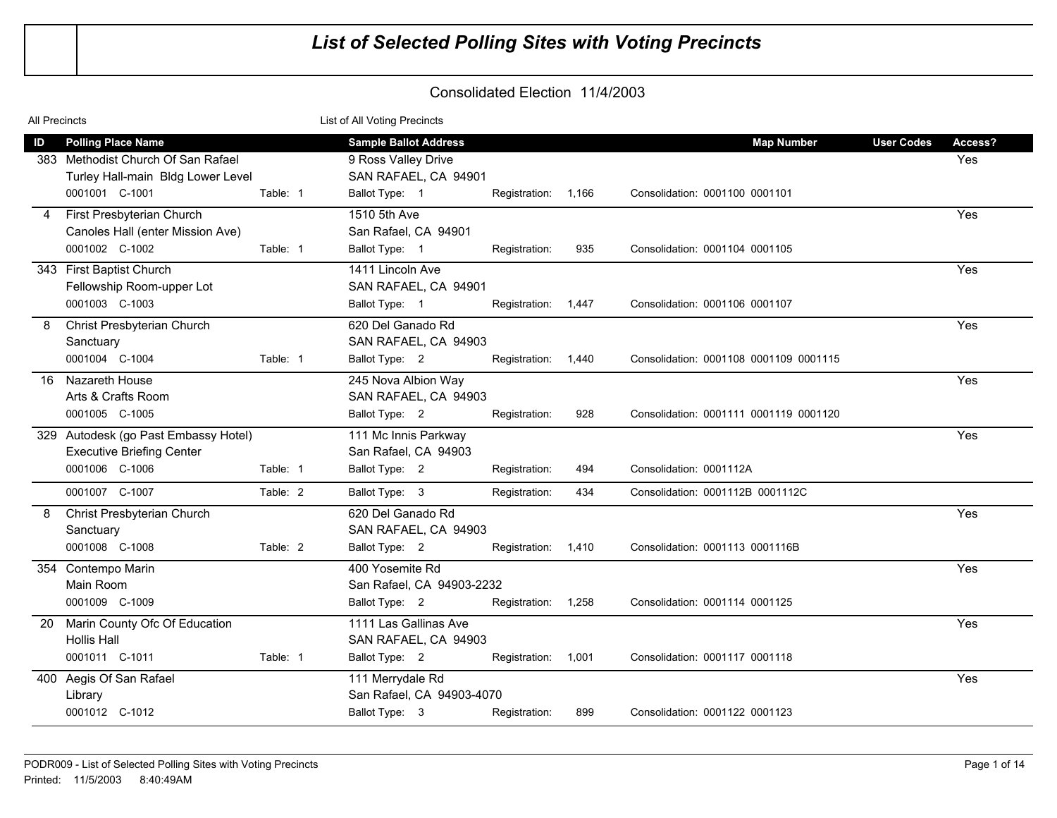# List of Selected Polling Sites with Voting Precincts

## Consolidated Election 11/4/2003

All Precincts

List of All Voting Precincts

| ID | Polling Place Name | | Sample Ballot Address | | | Map Number | User Codes | Access? |
|---|---|---|---|---|---|---|---|---|
| 383 | Methodist Church Of San Rafael<br>Turley Hall-main Bldg Lower Level | | 9 Ross Valley Drive<br>SAN RAFAEL, CA 94901 | | | | | Yes |
| | 0001001 C-1001 | Table: 1 | Ballot Type: 1 | Registration: 1,166 | Consolidation: 0001100 0001101 | | | |
| 4 | First Presbyterian Church<br>Canoles Hall (enter Mission Ave) | | 1510 5th Ave<br>San Rafael, CA 94901 | | | | | Yes |
| | 0001002 C-1002 | Table: 1 | Ballot Type: 1 | Registration: 935 | Consolidation: 0001104 0001105 | | | |
| 343 | First Baptist Church<br>Fellowship Room-upper Lot | | 1411 Lincoln Ave<br>SAN RAFAEL, CA 94901 | | | | | Yes |
| | 0001003 C-1003 | | Ballot Type: 1 | Registration: 1,447 | Consolidation: 0001106 0001107 | | | |
| 8 | Christ Presbyterian Church<br>Sanctuary | | 620 Del Ganado Rd<br>SAN RAFAEL, CA 94903 | | | | | Yes |
| | 0001004 C-1004 | Table: 1 | Ballot Type: 2 | Registration: 1,440 | Consolidation: 0001108 0001109 0001115 | | | |
| 16 | Nazareth House<br>Arts & Crafts Room | | 245 Nova Albion Way<br>SAN RAFAEL, CA 94903 | | | | | Yes |
| | 0001005 C-1005 | | Ballot Type: 2 | Registration: 928 | Consolidation: 0001111 0001119 0001120 | | | |
| 329 | Autodesk (go Past Embassy Hotel)<br>Executive Briefing Center | | 111 Mc Innis Parkway<br>San Rafael, CA 94903 | | | | | Yes |
| | 0001006 C-1006 | Table: 1 | Ballot Type: 2 | Registration: 494 | Consolidation: 0001112A | | | |
| | 0001007 C-1007 | Table: 2 | Ballot Type: 3 | Registration: 434 | Consolidation: 0001112B 0001112C | | | |
| 8 | Christ Presbyterian Church<br>Sanctuary | | 620 Del Ganado Rd<br>SAN RAFAEL, CA 94903 | | | | | Yes |
| | 0001008 C-1008 | Table: 2 | Ballot Type: 2 | Registration: 1,410 | Consolidation: 0001113 0001116B | | | |
| 354 | Contempo Marin<br>Main Room | | 400 Yosemite Rd<br>San Rafael, CA 94903-2232 | | | | | Yes |
| | 0001009 C-1009 | | Ballot Type: 2 | Registration: 1,258 | Consolidation: 0001114 0001125 | | | |
| 20 | Marin County Ofc Of Education<br>Hollis Hall | | 1111 Las Gallinas Ave<br>SAN RAFAEL, CA 94903 | | | | | Yes |
| | 0001011 C-1011 | Table: 1 | Ballot Type: 2 | Registration: 1,001 | Consolidation: 0001117 0001118 | | | |
| 400 | Aegis Of San Rafael<br>Library | | 111 Merrydale Rd<br>San Rafael, CA 94903-4070 | | | | | Yes |
| | 0001012 C-1012 | | Ballot Type: 3 | Registration: 899 | Consolidation: 0001122 0001123 | | | |

PODR009 - List of Selected Polling Sites with Voting Precincts

Printed: 11/5/2003 8:40:49AM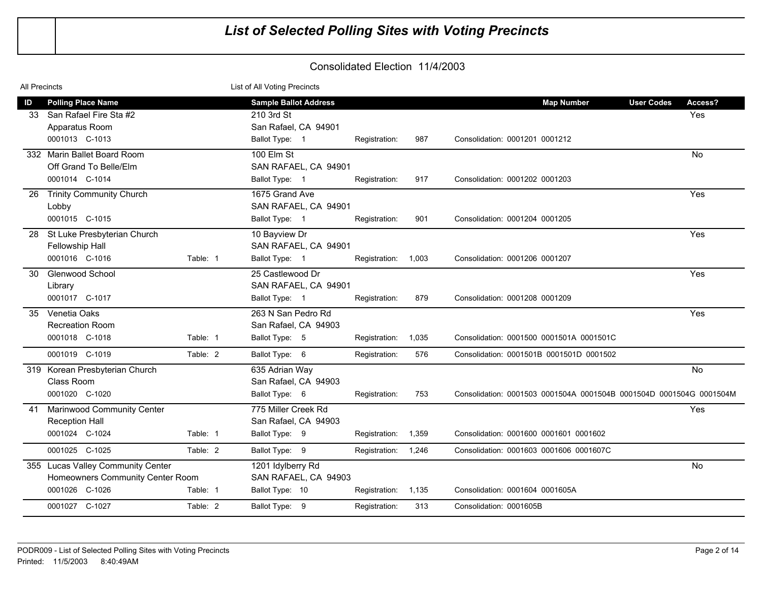# List of Selected Polling Sites with Voting Precincts

## Consolidated Election 11/4/2003

All Precincts — List of All Voting Precincts

| ID | Polling Place Name | Table | Sample Ballot Address | Ballot Type | Registration | Consolidation | Map Number | User Codes | Access? |
|---|---|---|---|---|---|---|---|---|---|
| 33 | San Rafael Fire Sta #2<br>Apparatus Room<br>0001013 C-1013 | | 210 3rd St<br>San Rafael, CA 94901 | 1 | 987 | 0001201 0001212 | | | Yes |
| 332 | Marin Ballet Board Room<br>Off Grand To Belle/Elm<br>0001014 C-1014 | | 100 Elm St<br>SAN RAFAEL, CA 94901 | 1 | 917 | 0001202 0001203 | | | No |
| 26 | Trinity Community Church<br>Lobby<br>0001015 C-1015 | | 1675 Grand Ave<br>SAN RAFAEL, CA 94901 | 1 | 901 | 0001204 0001205 | | | Yes |
| 28 | St Luke Presbyterian Church<br>Fellowship Hall<br>0001016 C-1016 | 1 | 10 Bayview Dr<br>SAN RAFAEL, CA 94901 | 1 | 1,003 | 0001206 0001207 | | | Yes |
| 30 | Glenwood School<br>Library<br>0001017 C-1017 | | 25 Castlewood Dr<br>SAN RAFAEL, CA 94901 | 1 | 879 | 0001208 0001209 | | | Yes |
| 35 | Venetia Oaks<br>Recreation Room<br>0001018 C-1018 | 1 | 263 N San Pedro Rd<br>San Rafael, CA 94903 | 5 | 1,035 | 0001500 0001501A 0001501C | | | Yes |
| | 0001019 C-1019 | 2 | | 6 | 576 | 0001501B 0001501D 0001502 | | | |
| 319 | Korean Presbyterian Church<br>Class Room<br>0001020 C-1020 | | 635 Adrian Way<br>San Rafael, CA 94903 | 6 | 753 | 0001503 0001504A 0001504B 0001504D 0001504G 0001504M | | | No |
| 41 | Marinwood Community Center<br>Reception Hall<br>0001024 C-1024 | 1 | 775 Miller Creek Rd<br>San Rafael, CA 94903 | 9 | 1,359 | 0001600 0001601 0001602 | | | Yes |
| | 0001025 C-1025 | 2 | | 9 | 1,246 | 0001603 0001606 0001607C | | | |
| 355 | Lucas Valley Community Center<br>Homeowners Community Center Room<br>0001026 C-1026 | 1 | 1201 Idylberry Rd<br>SAN RAFAEL, CA 94903 | 10 | 1,135 | 0001604 0001605A | | | No |
| | 0001027 C-1027 | 2 | | 9 | 313 | 0001605B | | | |

PODR009 - List of Selected Polling Sites with Voting Precincts
Printed: 11/5/2003 8:40:49AM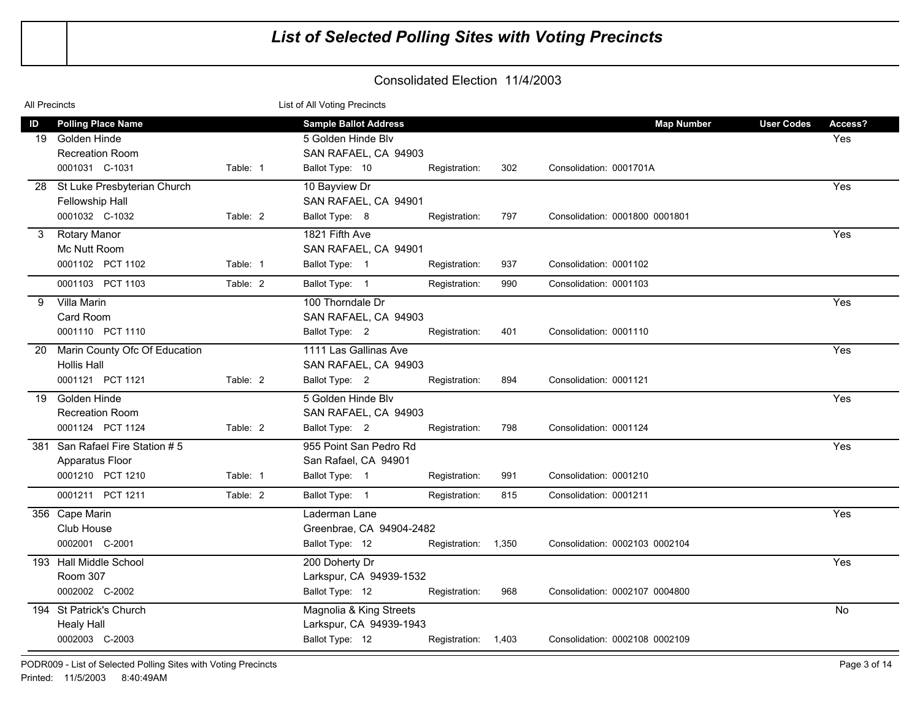# List of Selected Polling Sites with Voting Precincts

## Consolidated Election 11/4/2003

All Precincts — List of All Voting Precincts

| ID | Polling Place Name | | Sample Ballot Address | | | Map Number | User Codes | Access? |
|---|---|---|---|---|---|---|---|---|
| 19 | Golden Hinde | | 5 Golden Hinde Blv | | | | | Yes |
| | Recreation Room | | SAN RAFAEL, CA 94903 | | | | | |
| | 0001031 C-1031 | Table: 1 | Ballot Type: 10 | Registration: 302 | Consolidation: 0001701A | | | |
| 28 | St Luke Presbyterian Church | | 10 Bayview Dr | | | | | Yes |
| | Fellowship Hall | | SAN RAFAEL, CA 94901 | | | | | |
| | 0001032 C-1032 | Table: 2 | Ballot Type: 8 | Registration: 797 | Consolidation: 0001800 0001801 | | | |
| 3 | Rotary Manor | | 1821 Fifth Ave | | | | | Yes |
| | Mc Nutt Room | | SAN RAFAEL, CA 94901 | | | | | |
| | 0001102 PCT 1102 | Table: 1 | Ballot Type: 1 | Registration: 937 | Consolidation: 0001102 | | | |
| | 0001103 PCT 1103 | Table: 2 | Ballot Type: 1 | Registration: 990 | Consolidation: 0001103 | | | |
| 9 | Villa Marin | | 100 Thorndale Dr | | | | | Yes |
| | Card Room | | SAN RAFAEL, CA 94903 | | | | | |
| | 0001110 PCT 1110 | | Ballot Type: 2 | Registration: 401 | Consolidation: 0001110 | | | |
| 20 | Marin County Ofc Of Education | | 1111 Las Gallinas Ave | | | | | Yes |
| | Hollis Hall | | SAN RAFAEL, CA 94903 | | | | | |
| | 0001121 PCT 1121 | Table: 2 | Ballot Type: 2 | Registration: 894 | Consolidation: 0001121 | | | |
| 19 | Golden Hinde | | 5 Golden Hinde Blv | | | | | Yes |
| | Recreation Room | | SAN RAFAEL, CA 94903 | | | | | |
| | 0001124 PCT 1124 | Table: 2 | Ballot Type: 2 | Registration: 798 | Consolidation: 0001124 | | | |
| 381 | San Rafael Fire Station # 5 | | 955 Point San Pedro Rd | | | | | Yes |
| | Apparatus Floor | | San Rafael, CA 94901 | | | | | |
| | 0001210 PCT 1210 | Table: 1 | Ballot Type: 1 | Registration: 991 | Consolidation: 0001210 | | | |
| | 0001211 PCT 1211 | Table: 2 | Ballot Type: 1 | Registration: 815 | Consolidation: 0001211 | | | |
| 356 | Cape Marin | | Laderman Lane | | | | | Yes |
| | Club House | | Greenbrae, CA 94904-2482 | | | | | |
| | 0002001 C-2001 | | Ballot Type: 12 | Registration: 1,350 | Consolidation: 0002103 0002104 | | | |
| 193 | Hall Middle School | | 200 Doherty Dr | | | | | Yes |
| | Room 307 | | Larkspur, CA 94939-1532 | | | | | |
| | 0002002 C-2002 | | Ballot Type: 12 | Registration: 968 | Consolidation: 0002107 0004800 | | | |
| 194 | St Patrick's Church | | Magnolia & King Streets | | | | | No |
| | Healy Hall | | Larkspur, CA 94939-1943 | | | | | |
| | 0002003 C-2003 | | Ballot Type: 12 | Registration: 1,403 | Consolidation: 0002108 0002109 | | | |

PODR009 - List of Selected Polling Sites with Voting Precincts

Printed: 11/5/2003 8:40:49AM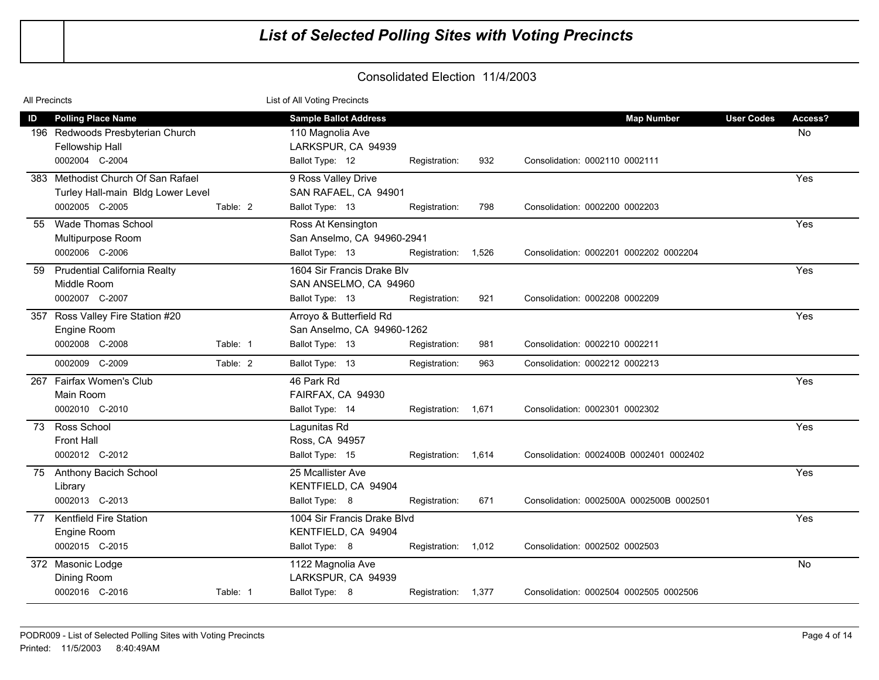# List of Selected Polling Sites with Voting Precincts

## Consolidated Election 11/4/2003

All Precincts — List of All Voting Precincts

| ID | Polling Place Name | | Sample Ballot Address | | | | Map Number | User Codes | Access? |
|---|---|---|---|---|---|---|---|---|---|
| 196 | Redwoods Presbyterian Church<br>Fellowship Hall<br>0002004 C-2004 | | 110 Magnolia Ave<br>LARKSPUR, CA 94939<br>Ballot Type: 12 | Registration: | 932 | Consolidation: 0002110 0002111 | | | No |
| 383 | Methodist Church Of San Rafael<br>Turley Hall-main Bldg Lower Level<br>0002005 C-2005 | Table: 2 | 9 Ross Valley Drive<br>SAN RAFAEL, CA 94901<br>Ballot Type: 13 | Registration: | 798 | Consolidation: 0002200 0002203 | | | Yes |
| 55 | Wade Thomas School<br>Multipurpose Room<br>0002006 C-2006 | | Ross At Kensington<br>San Anselmo, CA 94960-2941<br>Ballot Type: 13 | Registration: | 1,526 | Consolidation: 0002201 0002202 0002204 | | | Yes |
| 59 | Prudential California Realty<br>Middle Room<br>0002007 C-2007 | | 1604 Sir Francis Drake Blv<br>SAN ANSELMO, CA 94960<br>Ballot Type: 13 | Registration: | 921 | Consolidation: 0002208 0002209 | | | Yes |
| 357 | Ross Valley Fire Station #20<br>Engine Room<br>0002008 C-2008 | Table: 1 | Arroyo & Butterfield Rd<br>San Anselmo, CA 94960-1262<br>Ballot Type: 13 | Registration: | 981 | Consolidation: 0002210 0002211 | | | Yes |
| | 0002009 C-2009 | Table: 2 | Ballot Type: 13 | Registration: | 963 | Consolidation: 0002212 0002213 | | | |
| 267 | Fairfax Women's Club<br>Main Room<br>0002010 C-2010 | | 46 Park Rd<br>FAIRFAX, CA 94930<br>Ballot Type: 14 | Registration: | 1,671 | Consolidation: 0002301 0002302 | | | Yes |
| 73 | Ross School<br>Front Hall<br>0002012 C-2012 | | Lagunitas Rd<br>Ross, CA 94957<br>Ballot Type: 15 | Registration: | 1,614 | Consolidation: 0002400B 0002401 0002402 | | | Yes |
| 75 | Anthony Bacich School<br>Library<br>0002013 C-2013 | | 25 Mcallister Ave<br>KENTFIELD, CA 94904<br>Ballot Type: 8 | Registration: | 671 | Consolidation: 0002500A 0002500B 0002501 | | | Yes |
| 77 | Kentfield Fire Station<br>Engine Room<br>0002015 C-2015 | | 1004 Sir Francis Drake Blvd<br>KENTFIELD, CA 94904<br>Ballot Type: 8 | Registration: | 1,012 | Consolidation: 0002502 0002503 | | | Yes |
| 372 | Masonic Lodge<br>Dining Room<br>0002016 C-2016 | Table: 1 | 1122 Magnolia Ave<br>LARKSPUR, CA 94939<br>Ballot Type: 8 | Registration: | 1,377 | Consolidation: 0002504 0002505 0002506 | | | No |

PODR009 - List of Selected Polling Sites with Voting Precincts
Printed: 11/5/2003 8:40:49AM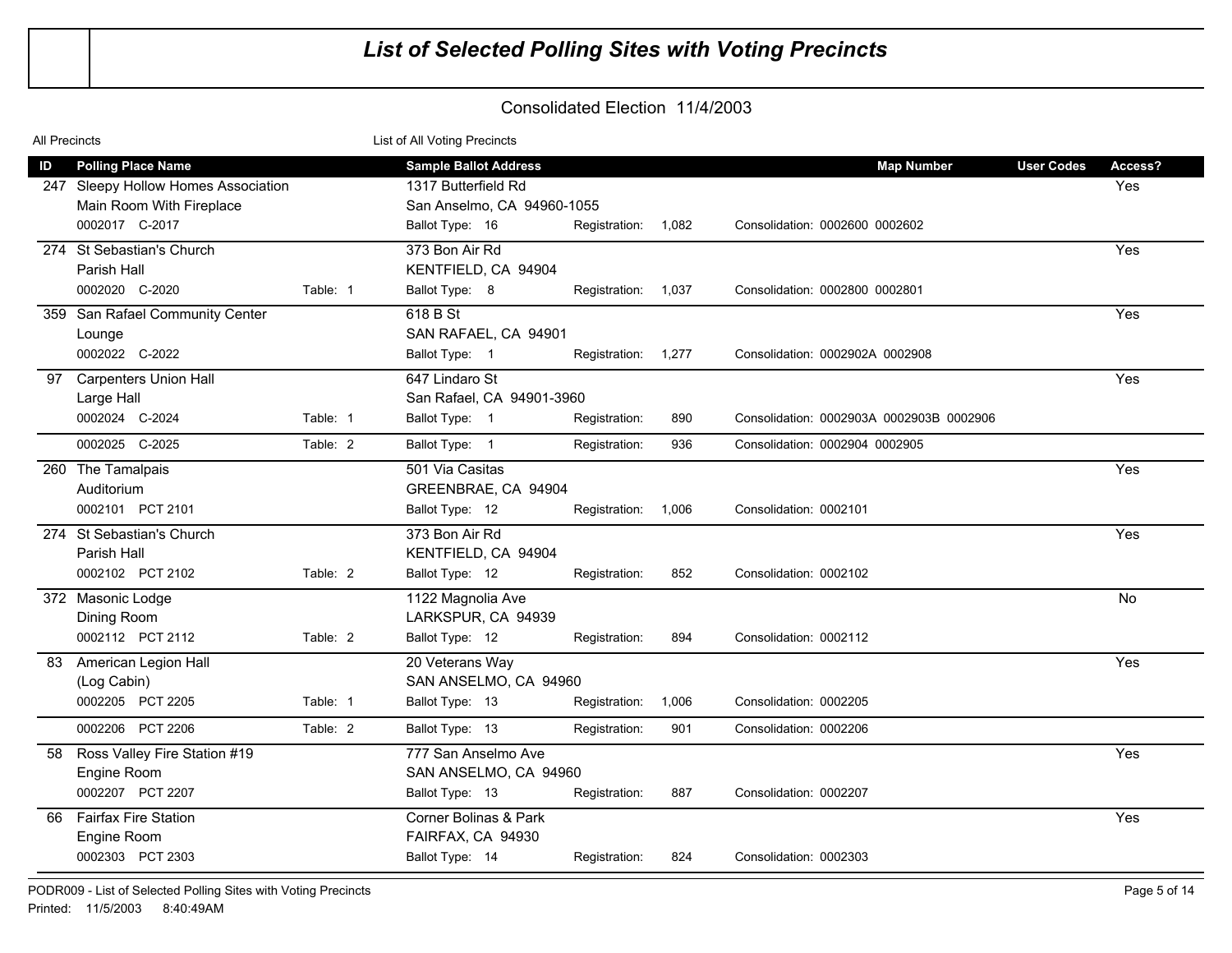# List of Selected Polling Sites with Voting Precincts

## Consolidated Election 11/4/2003

All Precincts — List of All Voting Precincts

| ID | Polling Place Name | Table | Sample Ballot Address | Ballot Type | Registration | Consolidation | Map Number | User Codes | Access? |
|---|---|---|---|---|---|---|---|---|---|
| 247 | Sleepy Hollow Homes Association<br>Main Room With Fireplace<br>0002017 C-2017 | | 1317 Butterfield Rd<br>San Anselmo, CA 94960-1055 | 16 | 1,082 | 0002600 0002602 | | | Yes |
| 274 | St Sebastian's Church<br>Parish Hall<br>0002020 C-2020 | 1 | 373 Bon Air Rd<br>KENTFIELD, CA 94904 | 8 | 1,037 | 0002800 0002801 | | | Yes |
| 359 | San Rafael Community Center<br>Lounge<br>0002022 C-2022 | | 618 B St<br>SAN RAFAEL, CA 94901 | 1 | 1,277 | 0002902A 0002908 | | | Yes |
| 97 | Carpenters Union Hall<br>Large Hall<br>0002024 C-2024 | 1 | 647 Lindaro St<br>San Rafael, CA 94901-3960 | 1 | 890 | 0002903A 0002903B 0002906 | | | Yes |
| | 0002025 C-2025 | 2 | | 1 | 936 | 0002904 0002905 | | | |
| 260 | The Tamalpais<br>Auditorium<br>0002101 PCT 2101 | | 501 Via Casitas<br>GREENBRAE, CA 94904 | 12 | 1,006 | 0002101 | | | Yes |
| 274 | St Sebastian's Church<br>Parish Hall<br>0002102 PCT 2102 | 2 | 373 Bon Air Rd<br>KENTFIELD, CA 94904 | 12 | 852 | 0002102 | | | Yes |
| 372 | Masonic Lodge<br>Dining Room<br>0002112 PCT 2112 | 2 | 1122 Magnolia Ave<br>LARKSPUR, CA 94939 | 12 | 894 | 0002112 | | | No |
| 83 | American Legion Hall<br>(Log Cabin)<br>0002205 PCT 2205 | 1 | 20 Veterans Way<br>SAN ANSELMO, CA 94960 | 13 | 1,006 | 0002205 | | | Yes |
| | 0002206 PCT 2206 | 2 | | 13 | 901 | 0002206 | | | |
| 58 | Ross Valley Fire Station #19<br>Engine Room<br>0002207 PCT 2207 | | 777 San Anselmo Ave<br>SAN ANSELMO, CA 94960 | 13 | 887 | 0002207 | | | Yes |
| 66 | Fairfax Fire Station<br>Engine Room<br>0002303 PCT 2303 | | Corner Bolinas & Park<br>FAIRFAX, CA 94930 | 14 | 824 | 0002303 | | | Yes |

PODR009 - List of Selected Polling Sites with Voting Precincts
Printed: 11/5/2003 8:40:49AM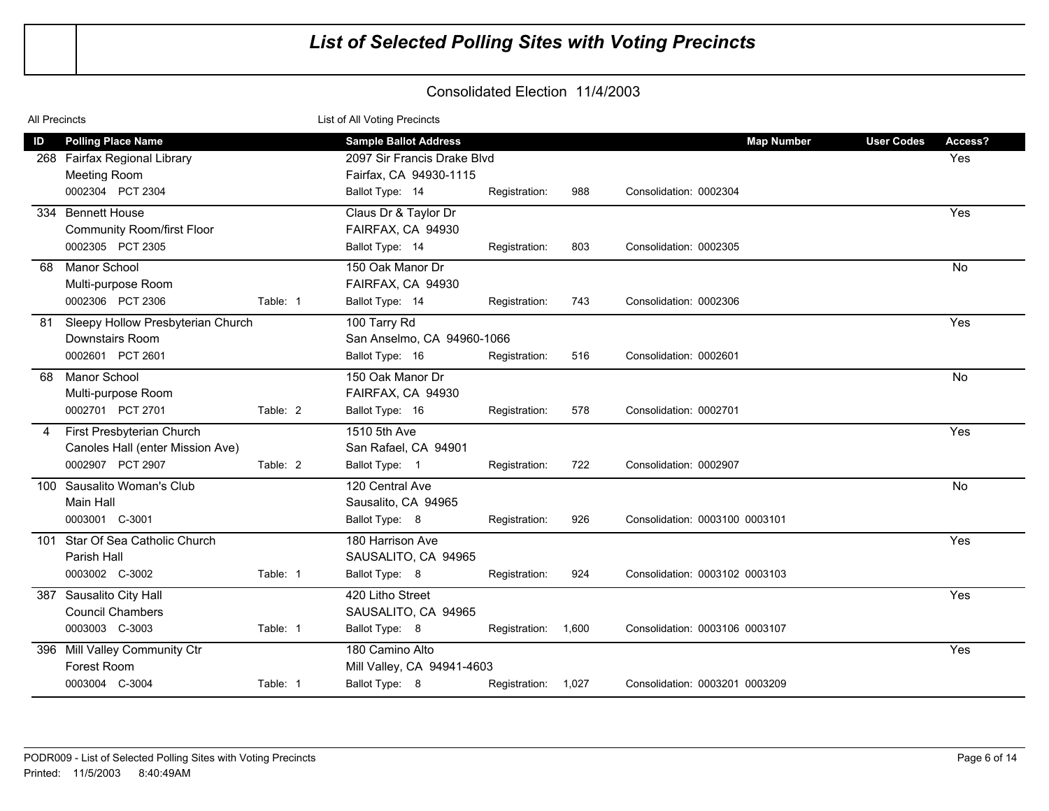# List of Selected Polling Sites with Voting Precincts

## Consolidated Election 11/4/2003

All Precincts — List of All Voting Precincts

| ID | Polling Place Name | Table | Sample Ballot Address | Ballot Type | Registration | Consolidation | Map Number | User Codes | Access? |
|---|---|---|---|---|---|---|---|---|---|
| 268 | Fairfax Regional Library<br>Meeting Room<br>0002304 PCT 2304 | | 2097 Sir Francis Drake Blvd<br>Fairfax, CA 94930-1115 | 14 | 988 | 0002304 | | | Yes |
| 334 | Bennett House<br>Community Room/first Floor<br>0002305 PCT 2305 | | Claus Dr & Taylor Dr<br>FAIRFAX, CA 94930 | 14 | 803 | 0002305 | | | Yes |
| 68 | Manor School<br>Multi-purpose Room<br>0002306 PCT 2306 | 1 | 150 Oak Manor Dr<br>FAIRFAX, CA 94930 | 14 | 743 | 0002306 | | | No |
| 81 | Sleepy Hollow Presbyterian Church<br>Downstairs Room<br>0002601 PCT 2601 | | 100 Tarry Rd<br>San Anselmo, CA 94960-1066 | 16 | 516 | 0002601 | | | Yes |
| 68 | Manor School<br>Multi-purpose Room<br>0002701 PCT 2701 | 2 | 150 Oak Manor Dr<br>FAIRFAX, CA 94930 | 16 | 578 | 0002701 | | | No |
| 4 | First Presbyterian Church<br>Canoles Hall (enter Mission Ave)<br>0002907 PCT 2907 | 2 | 1510 5th Ave<br>San Rafael, CA 94901 | 1 | 722 | 0002907 | | | Yes |
| 100 | Sausalito Woman's Club<br>Main Hall<br>0003001 C-3001 | | 120 Central Ave<br>Sausalito, CA 94965 | 8 | 926 | 0003100 0003101 | | | No |
| 101 | Star Of Sea Catholic Church<br>Parish Hall<br>0003002 C-3002 | 1 | 180 Harrison Ave<br>SAUSALITO, CA 94965 | 8 | 924 | 0003102 0003103 | | | Yes |
| 387 | Sausalito City Hall<br>Council Chambers<br>0003003 C-3003 | 1 | 420 Litho Street<br>SAUSALITO, CA 94965 | 8 | 1,600 | 0003106 0003107 | | | Yes |
| 396 | Mill Valley Community Ctr<br>Forest Room<br>0003004 C-3004 | 1 | 180 Camino Alto<br>Mill Valley, CA 94941-4603 | 8 | 1,027 | 0003201 0003209 | | | Yes |

PODR009 - List of Selected Polling Sites with Voting Precincts
Printed: 11/5/2003 8:40:49AM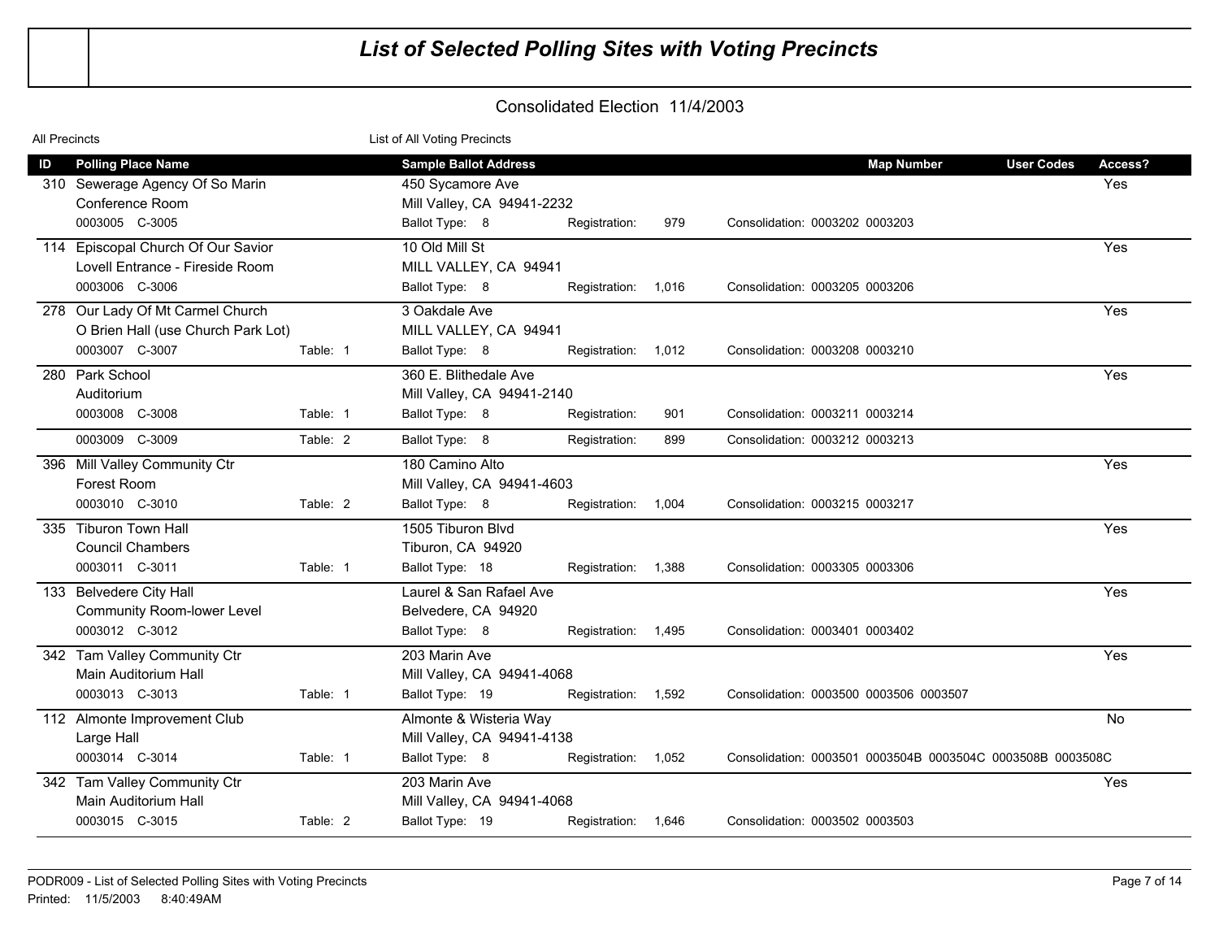# List of Selected Polling Sites with Voting Precincts

## Consolidated Election 11/4/2003

All Precincts — List of All Voting Precincts

| ID | Polling Place Name | Table | Sample Ballot Address | Ballot Type | Registration | Consolidation | Map Number | User Codes | Access? |
|---|---|---|---|---|---|---|---|---|---|
| 310 | Sewerage Agency Of So Marin<br>Conference Room<br>0003005 C-3005 | | 450 Sycamore Ave<br>Mill Valley, CA 94941-2232 | 8 | 979 | 0003202 0003203 | | | Yes |
| 114 | Episcopal Church Of Our Savior<br>Lovell Entrance - Fireside Room<br>0003006 C-3006 | | 10 Old Mill St<br>MILL VALLEY, CA 94941 | 8 | 1,016 | 0003205 0003206 | | | Yes |
| 278 | Our Lady Of Mt Carmel Church<br>O Brien Hall (use Church Park Lot)<br>0003007 C-3007 | Table: 1 | 3 Oakdale Ave<br>MILL VALLEY, CA 94941 | 8 | 1,012 | 0003208 0003210 | | | Yes |
| 280 | Park School<br>Auditorium<br>0003008 C-3008 | Table: 1 | 360 E. Blithedale Ave<br>Mill Valley, CA 94941-2140 | 8 | 901 | 0003211 0003214 | | | Yes |
| | 0003009 C-3009 | Table: 2 | | 8 | 899 | 0003212 0003213 | | | |
| 396 | Mill Valley Community Ctr<br>Forest Room<br>0003010 C-3010 | Table: 2 | 180 Camino Alto<br>Mill Valley, CA 94941-4603 | 8 | 1,004 | 0003215 0003217 | | | Yes |
| 335 | Tiburon Town Hall<br>Council Chambers<br>0003011 C-3011 | Table: 1 | 1505 Tiburon Blvd<br>Tiburon, CA 94920 | 18 | 1,388 | 0003305 0003306 | | | Yes |
| 133 | Belvedere City Hall<br>Community Room-lower Level<br>0003012 C-3012 | | Laurel & San Rafael Ave<br>Belvedere, CA 94920 | 8 | 1,495 | 0003401 0003402 | | | Yes |
| 342 | Tam Valley Community Ctr<br>Main Auditorium Hall<br>0003013 C-3013 | Table: 1 | 203 Marin Ave<br>Mill Valley, CA 94941-4068 | 19 | 1,592 | 0003500 0003506 0003507 | | | Yes |
| 112 | Almonte Improvement Club<br>Large Hall<br>0003014 C-3014 | Table: 1 | Almonte & Wisteria Way<br>Mill Valley, CA 94941-4138 | 8 | 1,052 | 0003501 0003504B 0003504C 0003508B 0003508C | | | No |
| 342 | Tam Valley Community Ctr<br>Main Auditorium Hall<br>0003015 C-3015 | Table: 2 | 203 Marin Ave<br>Mill Valley, CA 94941-4068 | 19 | 1,646 | 0003502 0003503 | | | Yes |

PODR009 - List of Selected Polling Sites with Voting Precincts
Printed: 11/5/2003 8:40:49AM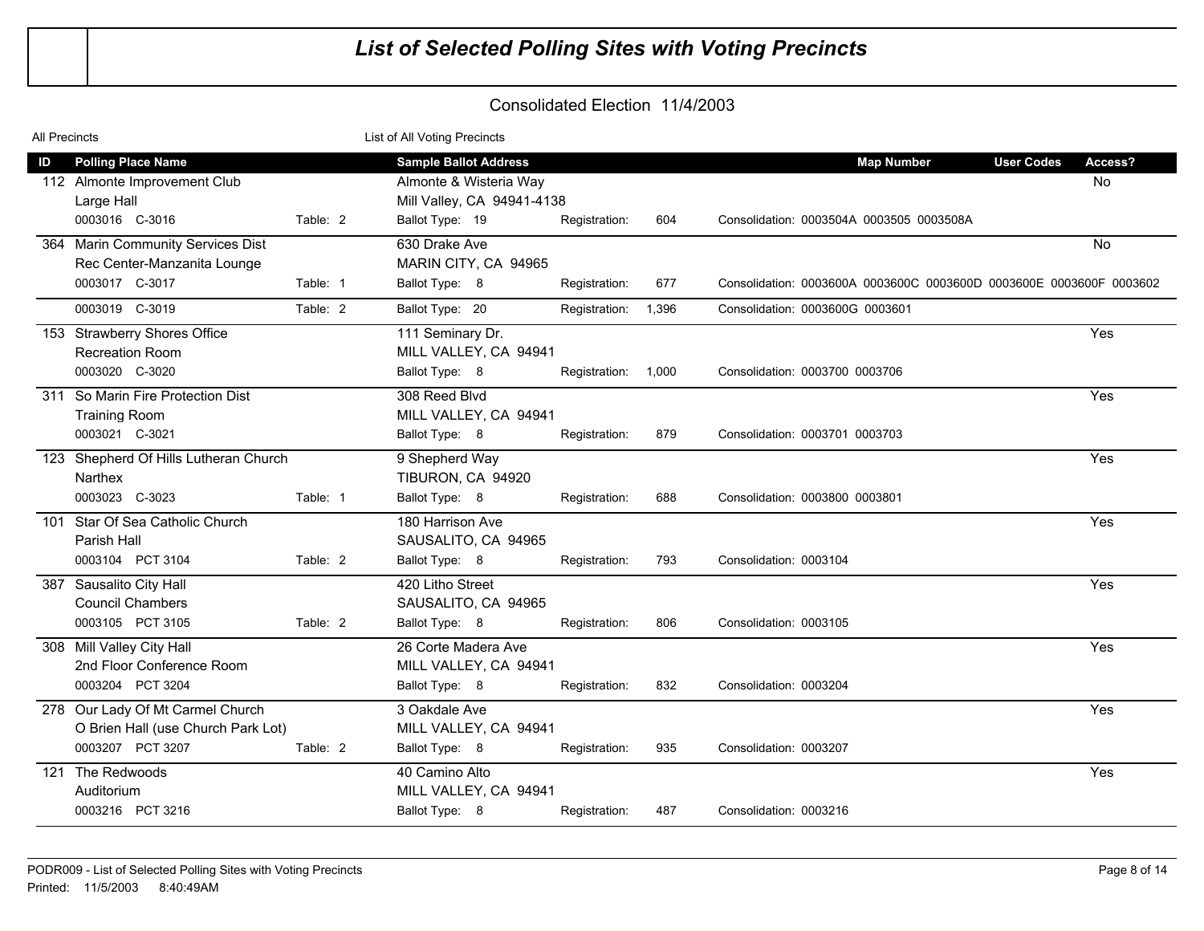# List of Selected Polling Sites with Voting Precincts

## Consolidated Election 11/4/2003

All Precincts — List of All Voting Precincts

| ID | Polling Place Name | | Sample Ballot Address | | | | Map Number | User Codes | Access? |
|---|---|---|---|---|---|---|---|---|---|
| 112 | Almonte Improvement Club | | Almonte & Wisteria Way | | | | | | No |
| | Large Hall | | Mill Valley, CA 94941-4138 | | | | | | |
| | 0003016 C-3016 | Table: 2 | Ballot Type: 19 | Registration: | 604 | Consolidation: 0003504A 0003505 0003508A | | | |
| 364 | Marin Community Services Dist | | 630 Drake Ave | | | | | | No |
| | Rec Center-Manzanita Lounge | | MARIN CITY, CA 94965 | | | | | | |
| | 0003017 C-3017 | Table: 1 | Ballot Type: 8 | Registration: | 677 | Consolidation: 0003600A 0003600C 0003600D 0003600E 0003600F 0003602 | | | |
| | 0003019 C-3019 | Table: 2 | Ballot Type: 20 | Registration: | 1,396 | Consolidation: 0003600G 0003601 | | | |
| 153 | Strawberry Shores Office | | 111 Seminary Dr. | | | | | | Yes |
| | Recreation Room | | MILL VALLEY, CA 94941 | | | | | | |
| | 0003020 C-3020 | | Ballot Type: 8 | Registration: | 1,000 | Consolidation: 0003700 0003706 | | | |
| 311 | So Marin Fire Protection Dist | | 308 Reed Blvd | | | | | | Yes |
| | Training Room | | MILL VALLEY, CA 94941 | | | | | | |
| | 0003021 C-3021 | | Ballot Type: 8 | Registration: | 879 | Consolidation: 0003701 0003703 | | | |
| 123 | Shepherd Of Hills Lutheran Church | | 9 Shepherd Way | | | | | | Yes |
| | Narthex | | TIBURON, CA 94920 | | | | | | |
| | 0003023 C-3023 | Table: 1 | Ballot Type: 8 | Registration: | 688 | Consolidation: 0003800 0003801 | | | |
| 101 | Star Of Sea Catholic Church | | 180 Harrison Ave | | | | | | Yes |
| | Parish Hall | | SAUSALITO, CA 94965 | | | | | | |
| | 0003104 PCT 3104 | Table: 2 | Ballot Type: 8 | Registration: | 793 | Consolidation: 0003104 | | | |
| 387 | Sausalito City Hall | | 420 Litho Street | | | | | | Yes |
| | Council Chambers | | SAUSALITO, CA 94965 | | | | | | |
| | 0003105 PCT 3105 | Table: 2 | Ballot Type: 8 | Registration: | 806 | Consolidation: 0003105 | | | |
| 308 | Mill Valley City Hall | | 26 Corte Madera Ave | | | | | | Yes |
| | 2nd Floor Conference Room | | MILL VALLEY, CA 94941 | | | | | | |
| | 0003204 PCT 3204 | | Ballot Type: 8 | Registration: | 832 | Consolidation: 0003204 | | | |
| 278 | Our Lady Of Mt Carmel Church | | 3 Oakdale Ave | | | | | | Yes |
| | O Brien Hall (use Church Park Lot) | | MILL VALLEY, CA 94941 | | | | | | |
| | 0003207 PCT 3207 | Table: 2 | Ballot Type: 8 | Registration: | 935 | Consolidation: 0003207 | | | |
| 121 | The Redwoods | | 40 Camino Alto | | | | | | Yes |
| | Auditorium | | MILL VALLEY, CA 94941 | | | | | | |
| | 0003216 PCT 3216 | | Ballot Type: 8 | Registration: | 487 | Consolidation: 0003216 | | | |

PODR009 - List of Selected Polling Sites with Voting Precincts
Printed: 11/5/2003 8:40:49AM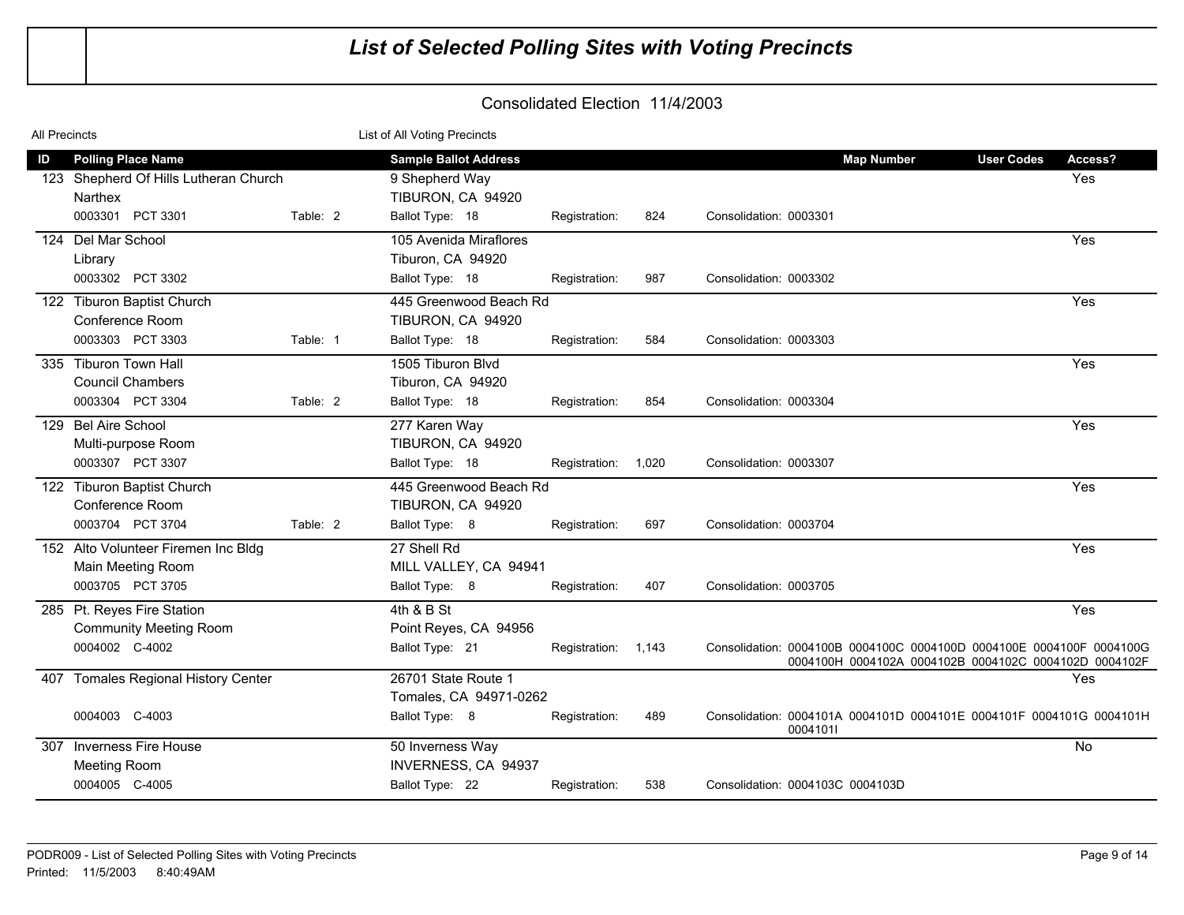# *List of Selected Polling Sites with Voting Precincts*

## Consolidated Election 11/4/2003

All Precincts — List of All Voting Precincts

| ID | Polling Place Name | | Sample Ballot Address | | | | Map Number | User Codes | Access? |
|---|---|---|---|---|---|---|---|---|---|
| 123 | Shepherd Of Hills Lutheran Church<br>Narthex<br>0003301 PCT 3301 | Table: 2 | 9 Shepherd Way<br>TIBURON, CA 94920<br>Ballot Type: 18 | Registration: | 824 | Consolidation: 0003301 | | | Yes |
| 124 | Del Mar School<br>Library<br>0003302 PCT 3302 | | 105 Avenida Miraflores<br>Tiburon, CA 94920<br>Ballot Type: 18 | Registration: | 987 | Consolidation: 0003302 | | | Yes |
| 122 | Tiburon Baptist Church<br>Conference Room<br>0003303 PCT 3303 | Table: 1 | 445 Greenwood Beach Rd<br>TIBURON, CA 94920<br>Ballot Type: 18 | Registration: | 584 | Consolidation: 0003303 | | | Yes |
| 335 | Tiburon Town Hall<br>Council Chambers<br>0003304 PCT 3304 | Table: 2 | 1505 Tiburon Blvd<br>Tiburon, CA 94920<br>Ballot Type: 18 | Registration: | 854 | Consolidation: 0003304 | | | Yes |
| 129 | Bel Aire School<br>Multi-purpose Room<br>0003307 PCT 3307 | | 277 Karen Way<br>TIBURON, CA 94920<br>Ballot Type: 18 | Registration: | 1,020 | Consolidation: 0003307 | | | Yes |
| 122 | Tiburon Baptist Church<br>Conference Room<br>0003704 PCT 3704 | Table: 2 | 445 Greenwood Beach Rd<br>TIBURON, CA 94920<br>Ballot Type: 8 | Registration: | 697 | Consolidation: 0003704 | | | Yes |
| 152 | Alto Volunteer Firemen Inc Bldg<br>Main Meeting Room<br>0003705 PCT 3705 | | 27 Shell Rd<br>MILL VALLEY, CA 94941<br>Ballot Type: 8 | Registration: | 407 | Consolidation: 0003705 | | | Yes |
| 285 | Pt. Reyes Fire Station<br>Community Meeting Room<br>0004002 C-4002 | | 4th & B St<br>Point Reyes, CA 94956<br>Ballot Type: 21 | Registration: | 1,143 | Consolidation: 0004100B 0004100C 0004100D 0004100E 0004100F 0004100G 0004100H 0004102A 0004102B 0004102C 0004102D 0004102F | | | Yes |
| 407 | Tomales Regional History Center<br><br>0004003 C-4003 | | 26701 State Route 1<br>Tomales, CA 94971-0262<br>Ballot Type: 8 | Registration: | 489 | Consolidation: 0004101A 0004101D 0004101E 0004101F 0004101G 0004101H 0004101I | | | Yes |
| 307 | Inverness Fire House<br>Meeting Room<br>0004005 C-4005 | | 50 Inverness Way<br>INVERNESS, CA 94937<br>Ballot Type: 22 | Registration: | 538 | Consolidation: 0004103C 0004103D | | | No |

PODR009 - List of Selected Polling Sites with Voting Precincts
Printed: 11/5/2003 8:40:49AM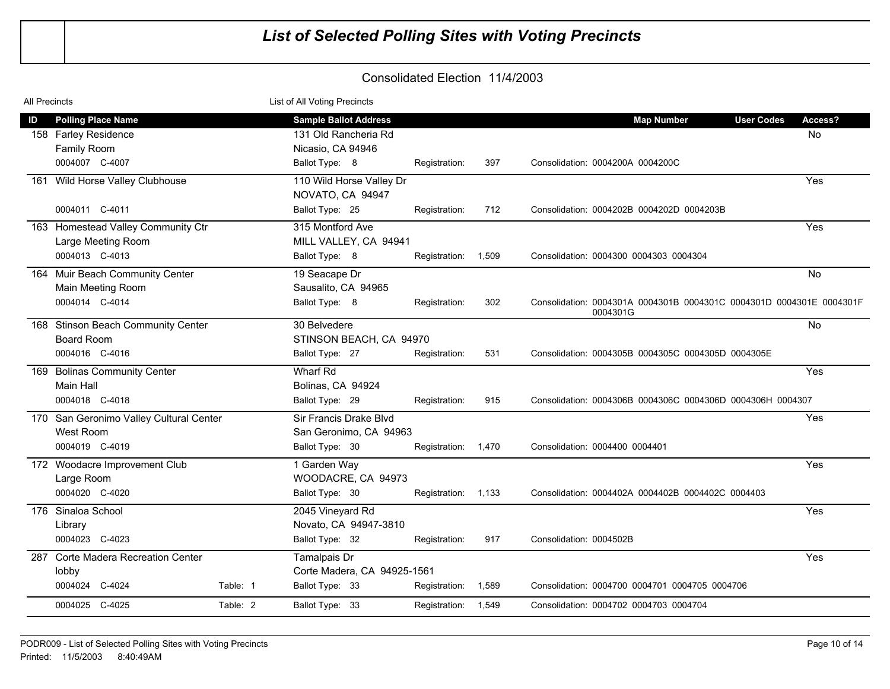# List of Selected Polling Sites with Voting Precincts

## Consolidated Election 11/4/2003

All Precincts — List of All Voting Precincts

| ID | Polling Place Name | | Sample Ballot Address | | | Map Number | User Codes | Access? |
|---|---|---|---|---|---|---|---|---|
| 158 | Farley Residence<br>Family Room<br>0004007 C-4007 | | 131 Old Rancheria Rd<br>Nicasio, CA 94946<br>Ballot Type: 8 | Registration: 397 | Consolidation: 0004200A 0004200C | | | No |
| 161 | Wild Horse Valley Clubhouse<br>0004011 C-4011 | | 110 Wild Horse Valley Dr<br>NOVATO, CA 94947<br>Ballot Type: 25 | Registration: 712 | Consolidation: 0004202B 0004202D 0004203B | | | Yes |
| 163 | Homestead Valley Community Ctr<br>Large Meeting Room<br>0004013 C-4013 | | 315 Montford Ave<br>MILL VALLEY, CA 94941<br>Ballot Type: 8 | Registration: 1,509 | Consolidation: 0004300 0004303 0004304 | | | Yes |
| 164 | Muir Beach Community Center<br>Main Meeting Room<br>0004014 C-4014 | | 19 Seacape Dr<br>Sausalito, CA 94965<br>Ballot Type: 8 | Registration: 302 | Consolidation: 0004301A 0004301B 0004301C 0004301D 0004301E 0004301F 0004301G | | | No |
| 168 | Stinson Beach Community Center<br>Board Room<br>0004016 C-4016 | | 30 Belvedere<br>STINSON BEACH, CA 94970<br>Ballot Type: 27 | Registration: 531 | Consolidation: 0004305B 0004305C 0004305D 0004305E | | | No |
| 169 | Bolinas Community Center<br>Main Hall<br>0004018 C-4018 | | Wharf Rd<br>Bolinas, CA 94924<br>Ballot Type: 29 | Registration: 915 | Consolidation: 0004306B 0004306C 0004306D 0004306H 0004307 | | | Yes |
| 170 | San Geronimo Valley Cultural Center<br>West Room<br>0004019 C-4019 | | Sir Francis Drake Blvd<br>San Geronimo, CA 94963<br>Ballot Type: 30 | Registration: 1,470 | Consolidation: 0004400 0004401 | | | Yes |
| 172 | Woodacre Improvement Club<br>Large Room<br>0004020 C-4020 | | 1 Garden Way<br>WOODACRE, CA 94973<br>Ballot Type: 30 | Registration: 1,133 | Consolidation: 0004402A 0004402B 0004402C 0004403 | | | Yes |
| 176 | Sinaloa School<br>Library<br>0004023 C-4023 | | 2045 Vineyard Rd<br>Novato, CA 94947-3810<br>Ballot Type: 32 | Registration: 917 | Consolidation: 0004502B | | | Yes |
| 287 | Corte Madera Recreation Center<br>lobby<br>0004024 C-4024 | Table: 1 | Tamalpais Dr<br>Corte Madera, CA 94925-1561<br>Ballot Type: 33 | Registration: 1,589 | Consolidation: 0004700 0004701 0004705 0004706 | | | Yes |
| | 0004025 C-4025 | Table: 2 | Ballot Type: 33 | Registration: 1,549 | Consolidation: 0004702 0004703 0004704 | | | |

PODR009 - List of Selected Polling Sites with Voting Precincts
Printed: 11/5/2003 8:40:49AM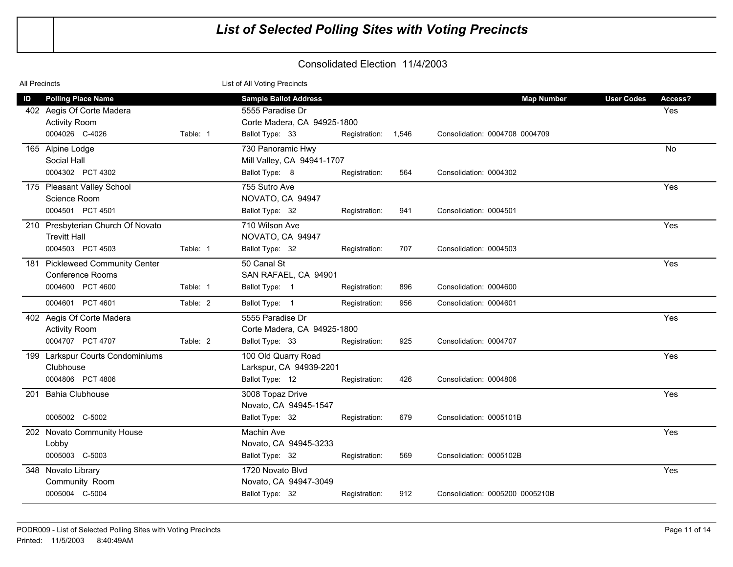# List of Selected Polling Sites with Voting Precincts

## Consolidated Election 11/4/2003

All Precincts — List of All Voting Precincts

| ID | Polling Place Name | | Sample Ballot Address | | | Map Number | User Codes | Access? |
|---|---|---|---|---|---|---|---|---|
| 402 | Aegis Of Corte Madera<br>Activity Room<br>0004026 C-4026 | Table: 1 | 5555 Paradise Dr<br>Corte Madera, CA 94925-1800<br>Ballot Type: 33 | Registration: 1,546 | Consolidation: 0004708 0004709 | | | Yes |
| 165 | Alpine Lodge<br>Social Hall<br>0004302 PCT 4302 | | 730 Panoramic Hwy<br>Mill Valley, CA 94941-1707<br>Ballot Type: 8 | Registration: 564 | Consolidation: 0004302 | | | No |
| 175 | Pleasant Valley School<br>Science Room<br>0004501 PCT 4501 | | 755 Sutro Ave<br>NOVATO, CA 94947<br>Ballot Type: 32 | Registration: 941 | Consolidation: 0004501 | | | Yes |
| 210 | Presbyterian Church Of Novato<br>Trevitt Hall<br>0004503 PCT 4503 | Table: 1 | 710 Wilson Ave<br>NOVATO, CA 94947<br>Ballot Type: 32 | Registration: 707 | Consolidation: 0004503 | | | Yes |
| 181 | Pickleweed Community Center<br>Conference Rooms<br>0004600 PCT 4600 | Table: 1 | 50 Canal St<br>SAN RAFAEL, CA 94901<br>Ballot Type: 1 | Registration: 896 | Consolidation: 0004600 | | | Yes |
| | 0004601 PCT 4601 | Table: 2 | Ballot Type: 1 | Registration: 956 | Consolidation: 0004601 | | | |
| 402 | Aegis Of Corte Madera<br>Activity Room<br>0004707 PCT 4707 | Table: 2 | 5555 Paradise Dr<br>Corte Madera, CA 94925-1800<br>Ballot Type: 33 | Registration: 925 | Consolidation: 0004707 | | | Yes |
| 199 | Larkspur Courts Condominiums<br>Clubhouse<br>0004806 PCT 4806 | | 100 Old Quarry Road<br>Larkspur, CA 94939-2201<br>Ballot Type: 12 | Registration: 426 | Consolidation: 0004806 | | | Yes |
| 201 | Bahia Clubhouse<br>0005002 C-5002 | | 3008 Topaz Drive<br>Novato, CA 94945-1547<br>Ballot Type: 32 | Registration: 679 | Consolidation: 0005101B | | | Yes |
| 202 | Novato Community House<br>Lobby<br>0005003 C-5003 | | Machin Ave<br>Novato, CA 94945-3233<br>Ballot Type: 32 | Registration: 569 | Consolidation: 0005102B | | | Yes |
| 348 | Novato Library<br>Community Room<br>0005004 C-5004 | | 1720 Novato Blvd<br>Novato, CA 94947-3049<br>Ballot Type: 32 | Registration: 912 | Consolidation: 0005200 0005210B | | | Yes |

PODR009 - List of Selected Polling Sites with Voting Precincts
Printed: 11/5/2003 8:40:49AM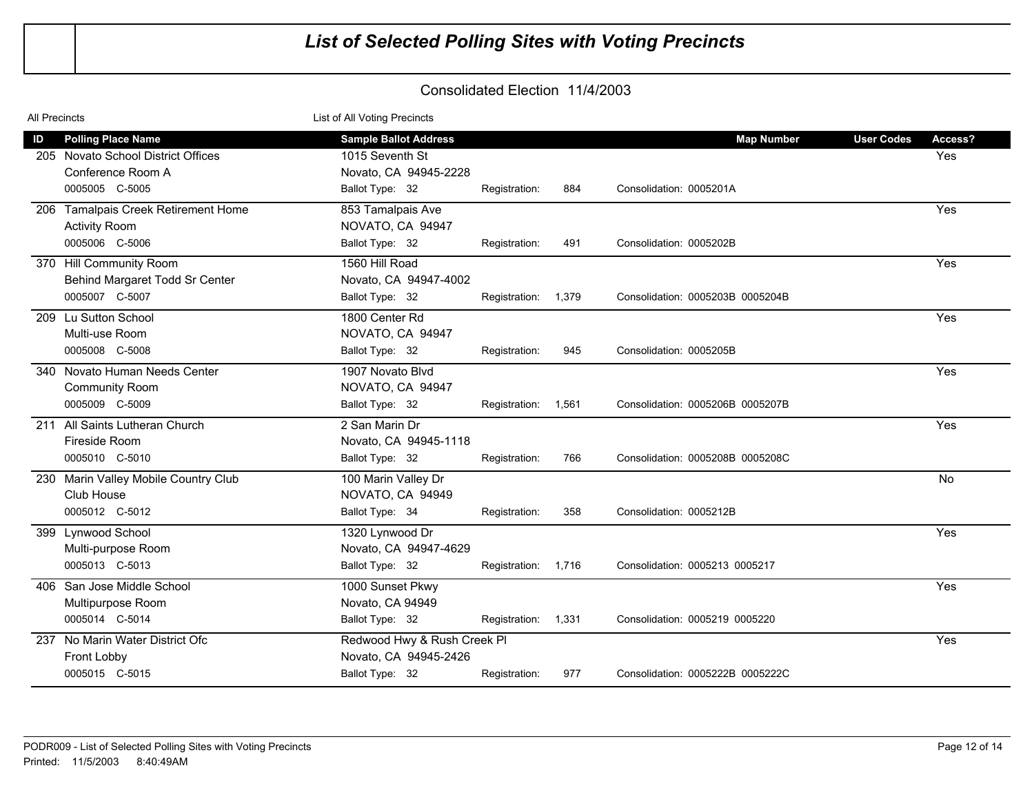# *List of Selected Polling Sites with Voting Precincts*

## Consolidated Election 11/4/2003

All Precincts — List of All Voting Precincts

| ID | Polling Place Name | Sample Ballot Address | | | | Map Number | User Codes | Access? |
|---|---|---|---|---|---|---|---|---|
| 205 | Novato School District Offices<br>Conference Room A<br>0005005 C-5005 | 1015 Seventh St<br>Novato, CA 94945-2228<br>Ballot Type: 32 | Registration: | 884 | Consolidation: 0005201A | | | Yes |
| 206 | Tamalpais Creek Retirement Home<br>Activity Room<br>0005006 C-5006 | 853 Tamalpais Ave<br>NOVATO, CA 94947<br>Ballot Type: 32 | Registration: | 491 | Consolidation: 0005202B | | | Yes |
| 370 | Hill Community Room<br>Behind Margaret Todd Sr Center<br>0005007 C-5007 | 1560 Hill Road<br>Novato, CA 94947-4002<br>Ballot Type: 32 | Registration: | 1,379 | Consolidation: 0005203B 0005204B | | | Yes |
| 209 | Lu Sutton School<br>Multi-use Room<br>0005008 C-5008 | 1800 Center Rd<br>NOVATO, CA 94947<br>Ballot Type: 32 | Registration: | 945 | Consolidation: 0005205B | | | Yes |
| 340 | Novato Human Needs Center<br>Community Room<br>0005009 C-5009 | 1907 Novato Blvd<br>NOVATO, CA 94947<br>Ballot Type: 32 | Registration: | 1,561 | Consolidation: 0005206B 0005207B | | | Yes |
| 211 | All Saints Lutheran Church<br>Fireside Room<br>0005010 C-5010 | 2 San Marin Dr<br>Novato, CA 94945-1118<br>Ballot Type: 32 | Registration: | 766 | Consolidation: 0005208B 0005208C | | | Yes |
| 230 | Marin Valley Mobile Country Club<br>Club House<br>0005012 C-5012 | 100 Marin Valley Dr<br>NOVATO, CA 94949<br>Ballot Type: 34 | Registration: | 358 | Consolidation: 0005212B | | | No |
| 399 | Lynwood School<br>Multi-purpose Room<br>0005013 C-5013 | 1320 Lynwood Dr<br>Novato, CA 94947-4629<br>Ballot Type: 32 | Registration: | 1,716 | Consolidation: 0005213 0005217 | | | Yes |
| 406 | San Jose Middle School<br>Multipurpose Room<br>0005014 C-5014 | 1000 Sunset Pkwy<br>Novato, CA 94949<br>Ballot Type: 32 | Registration: | 1,331 | Consolidation: 0005219 0005220 | | | Yes |
| 237 | No Marin Water District Ofc<br>Front Lobby<br>0005015 C-5015 | Redwood Hwy & Rush Creek Pl<br>Novato, CA 94945-2426<br>Ballot Type: 32 | Registration: | 977 | Consolidation: 0005222B 0005222C | | | Yes |

PODR009 - List of Selected Polling Sites with Voting Precincts
Printed: 11/5/2003 8:40:49AM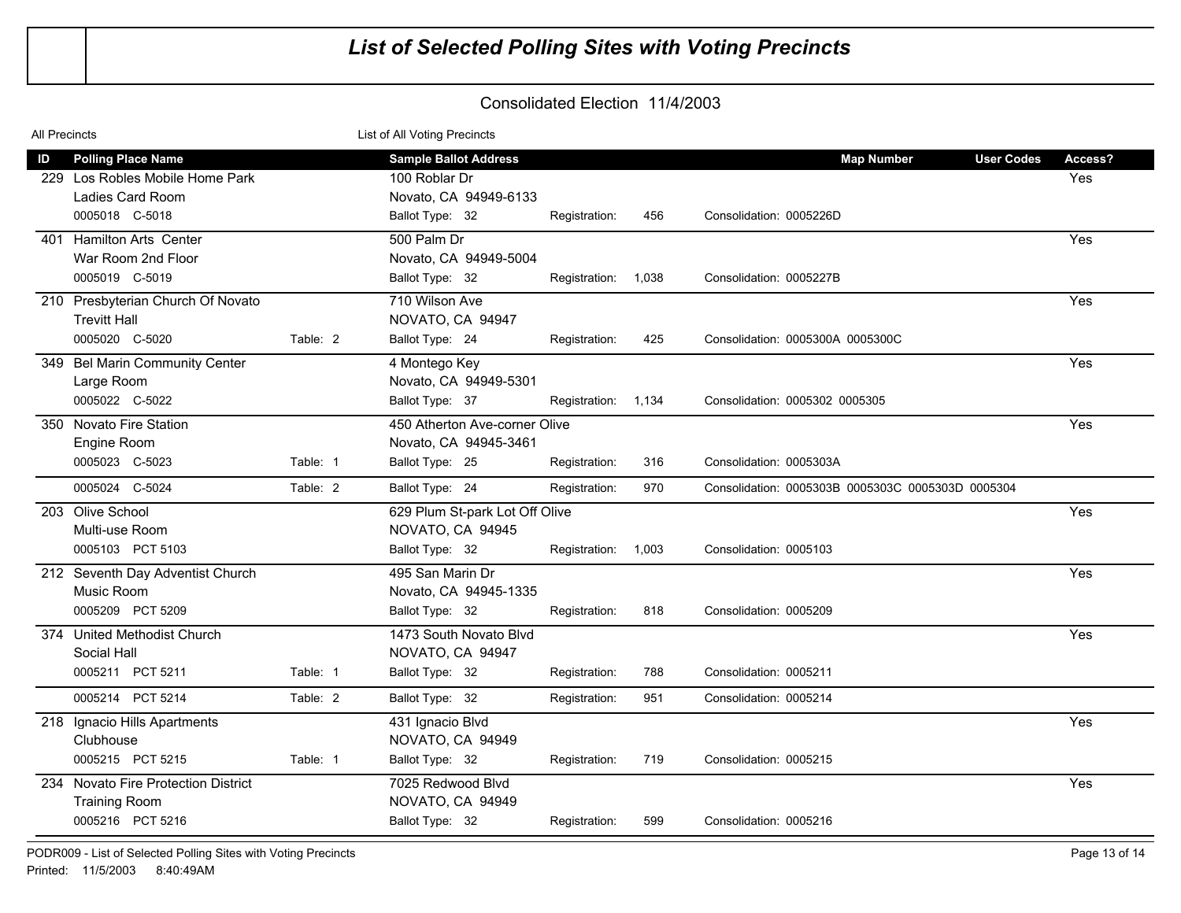# List of Selected Polling Sites with Voting Precincts

Consolidated Election 11/4/2003

All Precincts    List of All Voting Precincts

| ID | Polling Place Name | | Sample Ballot Address | | | Map Number | User Codes | Access? |
|---|---|---|---|---|---|---|---|---|
| 229 | Los Robles Mobile Home Park<br>Ladies Card Room | | 100 Roblar Dr<br>Novato, CA 94949-6133 | | | | | Yes |
| | 0005018 C-5018 | | Ballot Type: 32 | Registration: 456 | Consolidation: 0005226D | | | |
| 401 | Hamilton Arts Center<br>War Room 2nd Floor | | 500 Palm Dr<br>Novato, CA 94949-5004 | | | | | Yes |
| | 0005019 C-5019 | | Ballot Type: 32 | Registration: 1,038 | Consolidation: 0005227B | | | |
| 210 | Presbyterian Church Of Novato<br>Trevitt Hall | | 710 Wilson Ave<br>NOVATO, CA 94947 | | | | | Yes |
| | 0005020 C-5020 | Table: 2 | Ballot Type: 24 | Registration: 425 | Consolidation: 0005300A 0005300C | | | |
| 349 | Bel Marin Community Center<br>Large Room | | 4 Montego Key<br>Novato, CA 94949-5301 | | | | | Yes |
| | 0005022 C-5022 | | Ballot Type: 37 | Registration: 1,134 | Consolidation: 0005302 0005305 | | | |
| 350 | Novato Fire Station<br>Engine Room | | 450 Atherton Ave-corner Olive<br>Novato, CA 94945-3461 | | | | | Yes |
| | 0005023 C-5023 | Table: 1 | Ballot Type: 25 | Registration: 316 | Consolidation: 0005303A | | | |
| | 0005024 C-5024 | Table: 2 | Ballot Type: 24 | Registration: 970 | Consolidation: 0005303B 0005303C 0005303D 0005304 | | | |
| 203 | Olive School<br>Multi-use Room | | 629 Plum St-park Lot Off Olive<br>NOVATO, CA 94945 | | | | | Yes |
| | 0005103 PCT 5103 | | Ballot Type: 32 | Registration: 1,003 | Consolidation: 0005103 | | | |
| 212 | Seventh Day Adventist Church<br>Music Room | | 495 San Marin Dr<br>Novato, CA 94945-1335 | | | | | Yes |
| | 0005209 PCT 5209 | | Ballot Type: 32 | Registration: 818 | Consolidation: 0005209 | | | |
| 374 | United Methodist Church<br>Social Hall | | 1473 South Novato Blvd<br>NOVATO, CA 94947 | | | | | Yes |
| | 0005211 PCT 5211 | Table: 1 | Ballot Type: 32 | Registration: 788 | Consolidation: 0005211 | | | |
| | 0005214 PCT 5214 | Table: 2 | Ballot Type: 32 | Registration: 951 | Consolidation: 0005214 | | | |
| 218 | Ignacio Hills Apartments<br>Clubhouse | | 431 Ignacio Blvd<br>NOVATO, CA 94949 | | | | | Yes |
| | 0005215 PCT 5215 | Table: 1 | Ballot Type: 32 | Registration: 719 | Consolidation: 0005215 | | | |
| 234 | Novato Fire Protection District<br>Training Room | | 7025 Redwood Blvd<br>NOVATO, CA 94949 | | | | | Yes |
| | 0005216 PCT 5216 | | Ballot Type: 32 | Registration: 599 | Consolidation: 0005216 | | | |

PODR009 - List of Selected Polling Sites with Voting Precincts
Printed: 11/5/2003 8:40:49AM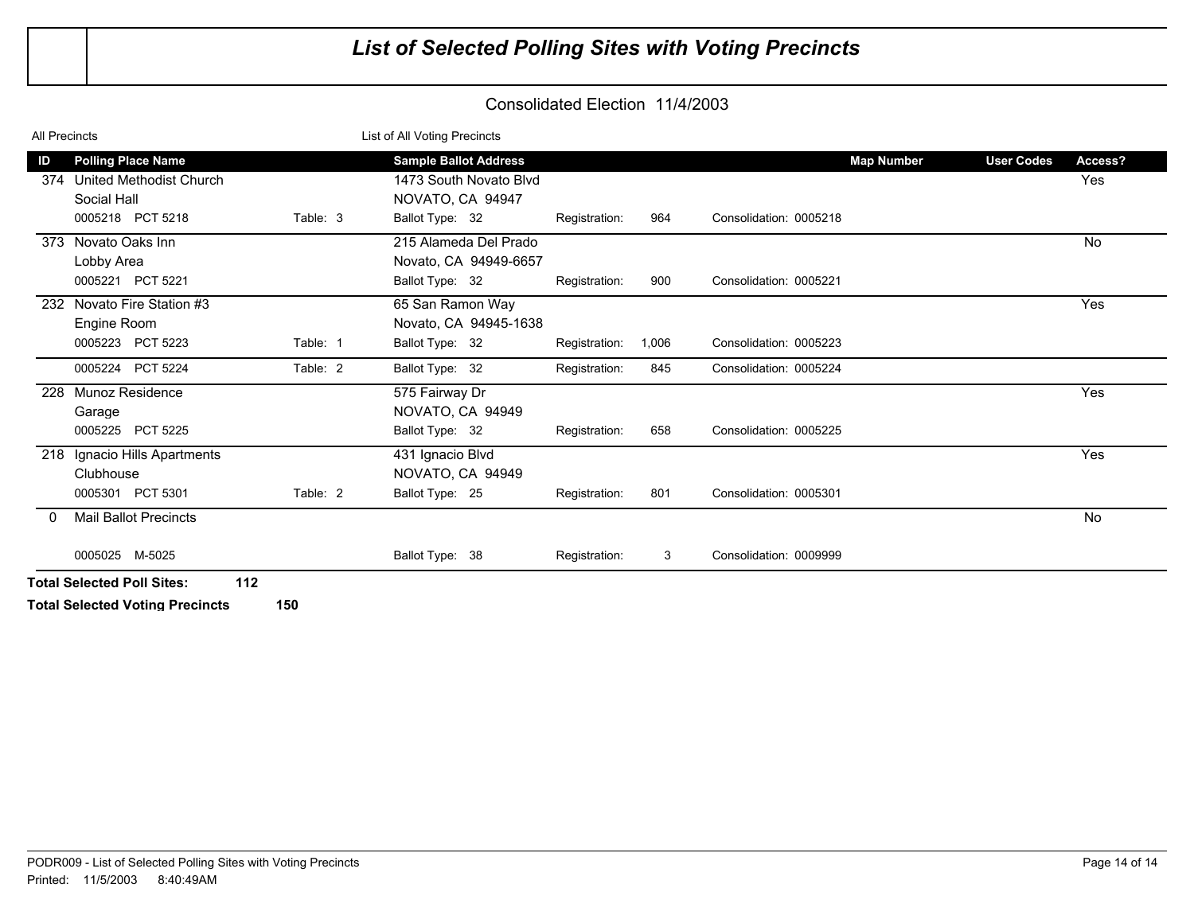# List of Selected Polling Sites with Voting Precincts

## Consolidated Election 11/4/2003

All Precincts List of All Voting Precincts

| ID | Polling Place Name | | Sample Ballot Address | | | | Map Number | User Codes | Access? |
|---|---|---|---|---|---|---|---|---|---|
| 374 | United Methodist Church<br>Social Hall | | 1473 South Novato Blvd<br>NOVATO, CA 94947 | | | | | | Yes |
| | 0005218 PCT 5218 | Table: 3 | Ballot Type: 32 | Registration: | 964 | Consolidation: 0005218 | | | |
| 373 | Novato Oaks Inn<br>Lobby Area | | 215 Alameda Del Prado<br>Novato, CA 94949-6657 | | | | | | No |
| | 0005221 PCT 5221 | | Ballot Type: 32 | Registration: | 900 | Consolidation: 0005221 | | | |
| 232 | Novato Fire Station #3<br>Engine Room | | 65 San Ramon Way<br>Novato, CA 94945-1638 | | | | | | Yes |
| | 0005223 PCT 5223 | Table: 1 | Ballot Type: 32 | Registration: | 1,006 | Consolidation: 0005223 | | | |
| | 0005224 PCT 5224 | Table: 2 | Ballot Type: 32 | Registration: | 845 | Consolidation: 0005224 | | | |
| 228 | Munoz Residence<br>Garage | | 575 Fairway Dr<br>NOVATO, CA 94949 | | | | | | Yes |
| | 0005225 PCT 5225 | | Ballot Type: 32 | Registration: | 658 | Consolidation: 0005225 | | | |
| 218 | Ignacio Hills Apartments<br>Clubhouse | | 431 Ignacio Blvd<br>NOVATO, CA 94949 | | | | | | Yes |
| | 0005301 PCT 5301 | Table: 2 | Ballot Type: 25 | Registration: | 801 | Consolidation: 0005301 | | | |
| 0 | Mail Ballot Precincts | | | | | | | | No |
| | 0005025 M-5025 | | Ballot Type: 38 | Registration: | 3 | Consolidation: 0009999 | | | |

**Total Selected Poll Sites: 112**

**Total Selected Voting Precincts 150**

PODR009 - List of Selected Polling Sites with Voting Precincts

Printed: 11/5/2003 8:40:49AM